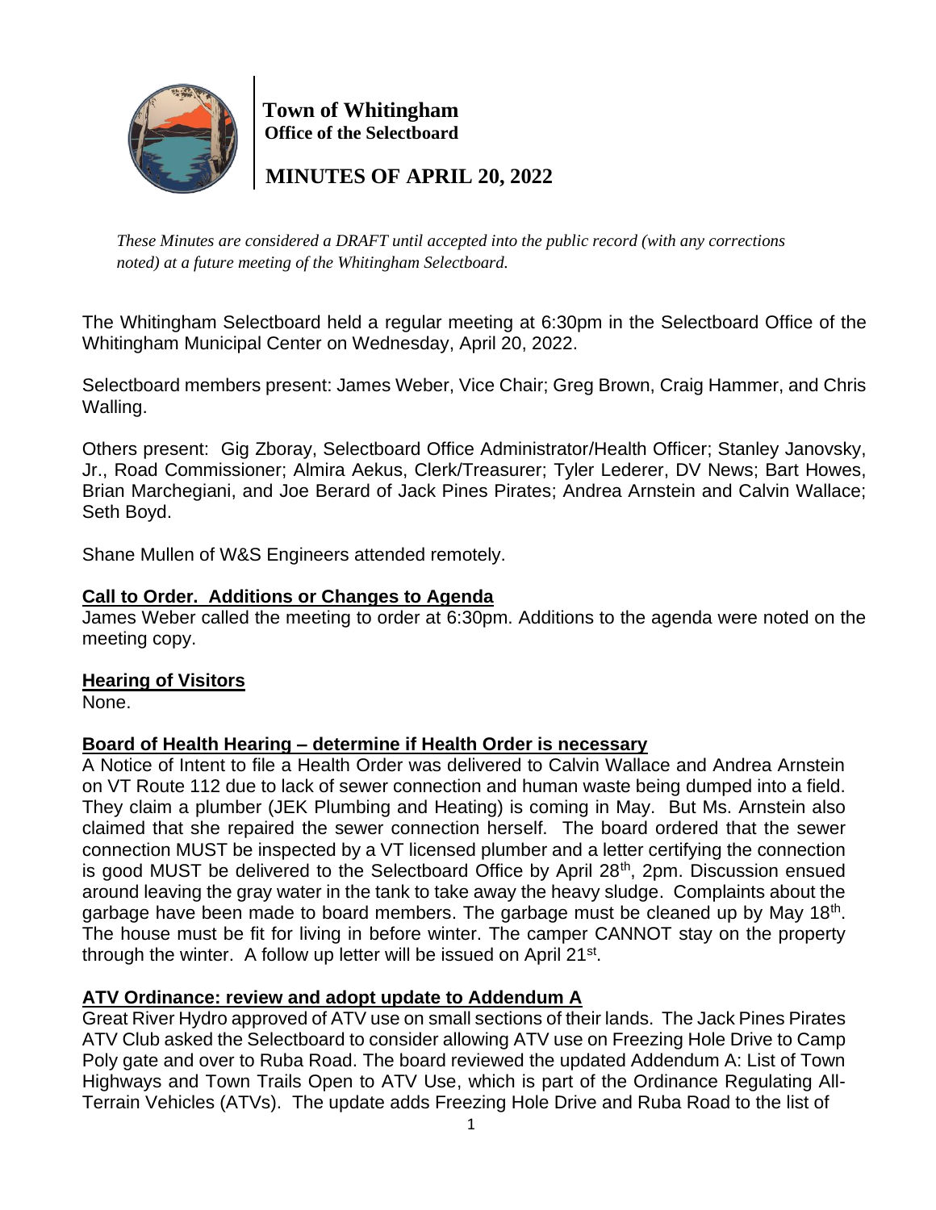# Town of Whitingham
**Office of the Selectboard**

## MINUTES OF APRIL 20, 2022

*These Minutes are considered a DRAFT until accepted into the public record (with any corrections noted) at a future meeting of the Whitingham Selectboard.*

The Whitingham Selectboard held a regular meeting at 6:30pm in the Selectboard Office of the Whitingham Municipal Center on Wednesday, April 20, 2022.

Selectboard members present: James Weber, Vice Chair; Greg Brown, Craig Hammer, and Chris Walling.

Others present: Gig Zboray, Selectboard Office Administrator/Health Officer; Stanley Janovsky, Jr., Road Commissioner; Almira Aekus, Clerk/Treasurer; Tyler Lederer, DV News; Bart Howes, Brian Marchegiani, and Joe Berard of Jack Pines Pirates; Andrea Arnstein and Calvin Wallace; Seth Boyd.

Shane Mullen of W&S Engineers attended remotely.

**Call to Order. Additions or Changes to Agenda**

James Weber called the meeting to order at 6:30pm. Additions to the agenda were noted on the meeting copy.

**Hearing of Visitors**

None.

**Board of Health Hearing – determine if Health Order is necessary**

A Notice of Intent to file a Health Order was delivered to Calvin Wallace and Andrea Arnstein on VT Route 112 due to lack of sewer connection and human waste being dumped into a field. They claim a plumber (JEK Plumbing and Heating) is coming in May. But Ms. Arnstein also claimed that she repaired the sewer connection herself. The board ordered that the sewer connection MUST be inspected by a VT licensed plumber and a letter certifying the connection is good MUST be delivered to the Selectboard Office by April 28th, 2pm. Discussion ensued around leaving the gray water in the tank to take away the heavy sludge. Complaints about the garbage have been made to board members. The garbage must be cleaned up by May 18th. The house must be fit for living in before winter. The camper CANNOT stay on the property through the winter. A follow up letter will be issued on April 21st.

**ATV Ordinance: review and adopt update to Addendum A**

Great River Hydro approved of ATV use on small sections of their lands. The Jack Pines Pirates ATV Club asked the Selectboard to consider allowing ATV use on Freezing Hole Drive to Camp Poly gate and over to Ruba Road. The board reviewed the updated Addendum A: List of Town Highways and Town Trails Open to ATV Use, which is part of the Ordinance Regulating All-Terrain Vehicles (ATVs). The update adds Freezing Hole Drive and Ruba Road to the list of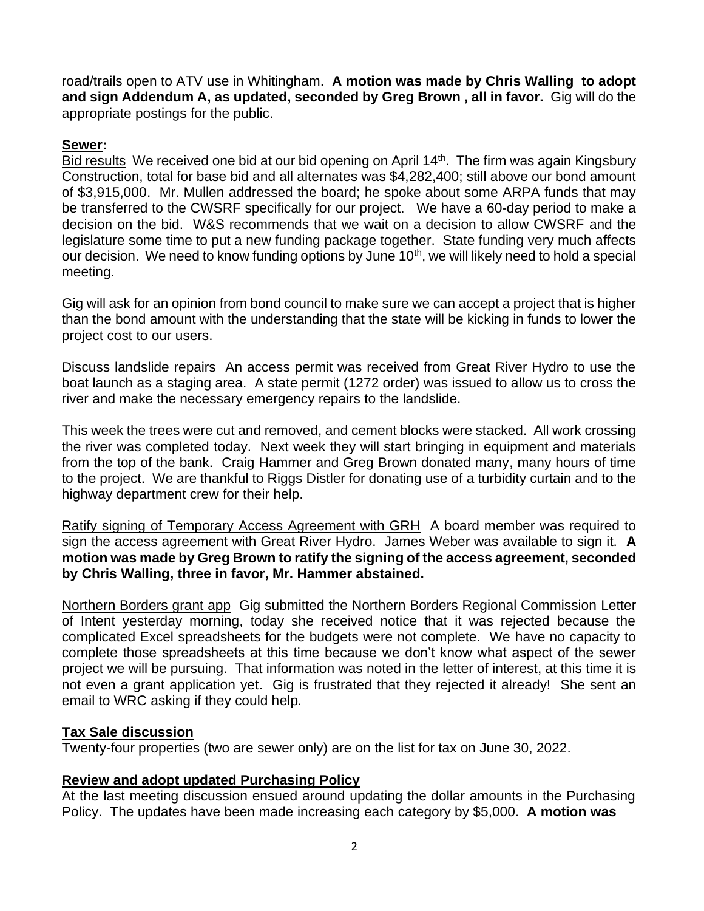road/trails open to ATV use in Whitingham. **A motion was made by Chris Walling to adopt and sign Addendum A, as updated, seconded by Greg Brown , all in favor.** Gig will do the appropriate postings for the public.

**Sewer:**

Bid results We received one bid at our bid opening on April 14th. The firm was again Kingsbury Construction, total for base bid and all alternates was $4,282,400; still above our bond amount of $3,915,000. Mr. Mullen addressed the board; he spoke about some ARPA funds that may be transferred to the CWSRF specifically for our project. We have a 60-day period to make a decision on the bid. W&S recommends that we wait on a decision to allow CWSRF and the legislature some time to put a new funding package together. State funding very much affects our decision. We need to know funding options by June 10th, we will likely need to hold a special meeting.

Gig will ask for an opinion from bond council to make sure we can accept a project that is higher than the bond amount with the understanding that the state will be kicking in funds to lower the project cost to our users.

Discuss landslide repairs An access permit was received from Great River Hydro to use the boat launch as a staging area. A state permit (1272 order) was issued to allow us to cross the river and make the necessary emergency repairs to the landslide.

This week the trees were cut and removed, and cement blocks were stacked. All work crossing the river was completed today. Next week they will start bringing in equipment and materials from the top of the bank. Craig Hammer and Greg Brown donated many, many hours of time to the project. We are thankful to Riggs Distler for donating use of a turbidity curtain and to the highway department crew for their help.

Ratify signing of Temporary Access Agreement with GRH A board member was required to sign the access agreement with Great River Hydro. James Weber was available to sign it. **A motion was made by Greg Brown to ratify the signing of the access agreement, seconded by Chris Walling, three in favor, Mr. Hammer abstained.**

Northern Borders grant app Gig submitted the Northern Borders Regional Commission Letter of Intent yesterday morning, today she received notice that it was rejected because the complicated Excel spreadsheets for the budgets were not complete. We have no capacity to complete those spreadsheets at this time because we don't know what aspect of the sewer project we will be pursuing. That information was noted in the letter of interest, at this time it is not even a grant application yet. Gig is frustrated that they rejected it already! She sent an email to WRC asking if they could help.

**Tax Sale discussion**

Twenty-four properties (two are sewer only) are on the list for tax on June 30, 2022.

**Review and adopt updated Purchasing Policy**

At the last meeting discussion ensued around updating the dollar amounts in the Purchasing Policy. The updates have been made increasing each category by $5,000. **A motion was**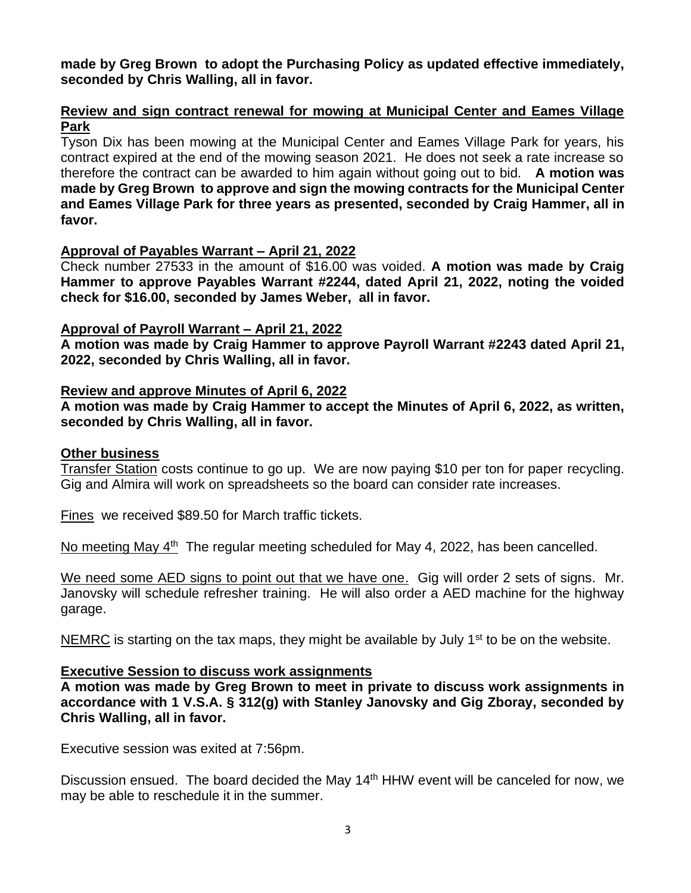**made by Greg Brown to adopt the Purchasing Policy as updated effective immediately, seconded by Chris Walling, all in favor.**

**Review and sign contract renewal for mowing at Municipal Center and Eames Village Park**

Tyson Dix has been mowing at the Municipal Center and Eames Village Park for years, his contract expired at the end of the mowing season 2021. He does not seek a rate increase so therefore the contract can be awarded to him again without going out to bid. **A motion was made by Greg Brown to approve and sign the mowing contracts for the Municipal Center and Eames Village Park for three years as presented, seconded by Craig Hammer, all in favor.**

**Approval of Payables Warrant – April 21, 2022**

Check number 27533 in the amount of $16.00 was voided. **A motion was made by Craig Hammer to approve Payables Warrant #2244, dated April 21, 2022, noting the voided check for $16.00, seconded by James Weber, all in favor.**

**Approval of Payroll Warrant – April 21, 2022**

**A motion was made by Craig Hammer to approve Payroll Warrant #2243 dated April 21, 2022, seconded by Chris Walling, all in favor.**

**Review and approve Minutes of April 6, 2022**

**A motion was made by Craig Hammer to accept the Minutes of April 6, 2022, as written, seconded by Chris Walling, all in favor.**

**Other business**

Transfer Station costs continue to go up. We are now paying $10 per ton for paper recycling. Gig and Almira will work on spreadsheets so the board can consider rate increases.

Fines we received $89.50 for March traffic tickets.

No meeting May 4th The regular meeting scheduled for May 4, 2022, has been cancelled.

We need some AED signs to point out that we have one. Gig will order 2 sets of signs. Mr. Janovsky will schedule refresher training. He will also order a AED machine for the highway garage.

NEMRC is starting on the tax maps, they might be available by July 1st to be on the website.

**Executive Session to discuss work assignments**

**A motion was made by Greg Brown to meet in private to discuss work assignments in accordance with 1 V.S.A. § 312(g) with Stanley Janovsky and Gig Zboray, seconded by Chris Walling, all in favor.**

Executive session was exited at 7:56pm.

Discussion ensued. The board decided the May 14th HHW event will be canceled for now, we may be able to reschedule it in the summer.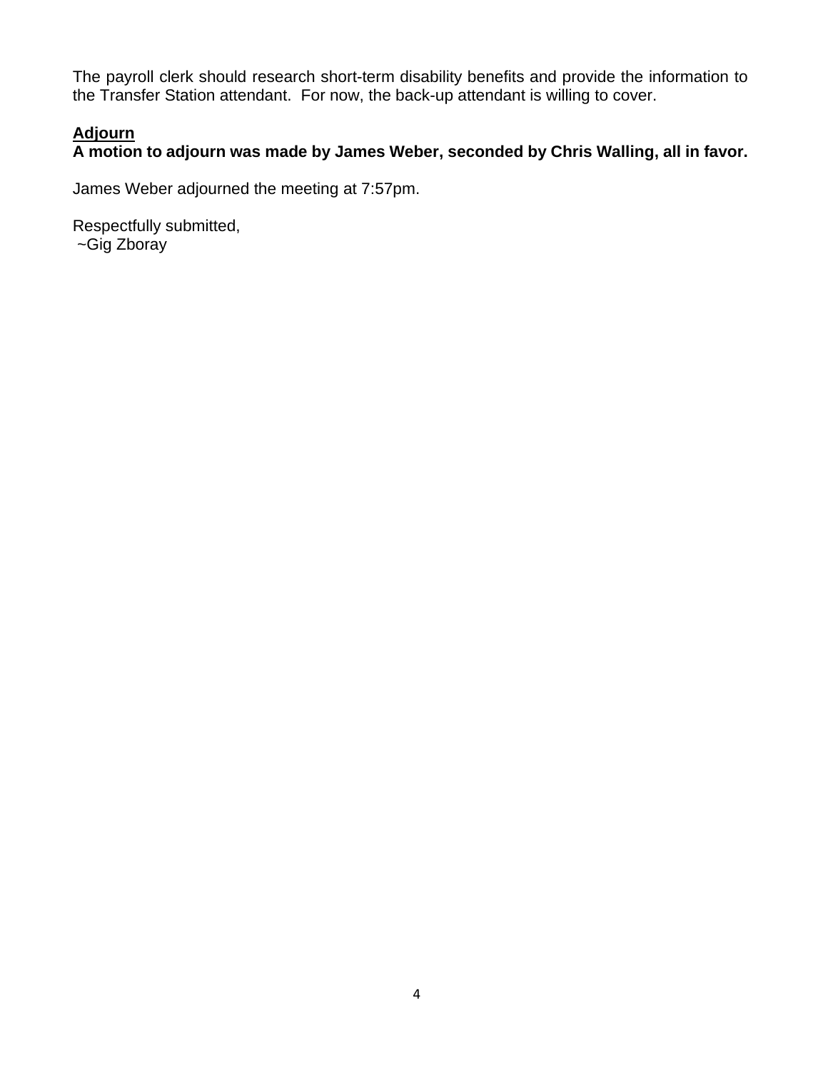The payroll clerk should research short-term disability benefits and provide the information to the Transfer Station attendant. For now, the back-up attendant is willing to cover.

## Adjourn

**A motion to adjourn was made by James Weber, seconded by Chris Walling, all in favor.**

James Weber adjourned the meeting at 7:57pm.

Respectfully submitted,
~Gig Zboray